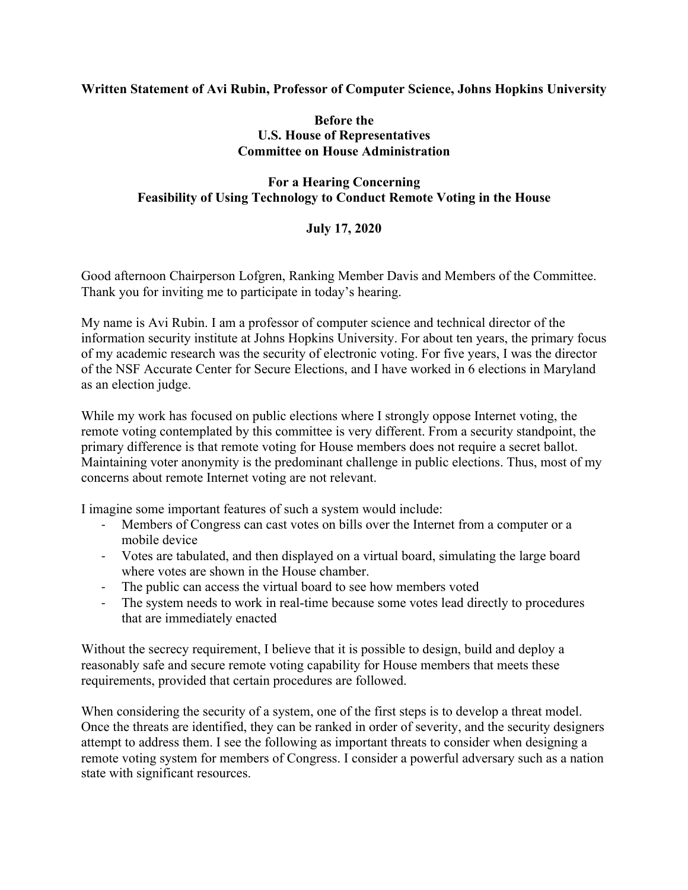**Written Statement of Avi Rubin, Professor of Computer Science, Johns Hopkins University**

**Before the**
**U.S. House of Representatives**
**Committee on House Administration**

**For a Hearing Concerning**
**Feasibility of Using Technology to Conduct Remote Voting in the House**

**July 17, 2020**

Good afternoon Chairperson Lofgren, Ranking Member Davis and Members of the Committee. Thank you for inviting me to participate in today's hearing.

My name is Avi Rubin. I am a professor of computer science and technical director of the information security institute at Johns Hopkins University. For about ten years, the primary focus of my academic research was the security of electronic voting. For five years, I was the director of the NSF Accurate Center for Secure Elections, and I have worked in 6 elections in Maryland as an election judge.

While my work has focused on public elections where I strongly oppose Internet voting, the remote voting contemplated by this committee is very different. From a security standpoint, the primary difference is that remote voting for House members does not require a secret ballot. Maintaining voter anonymity is the predominant challenge in public elections. Thus, most of my concerns about remote Internet voting are not relevant.

I imagine some important features of such a system would include:

- Members of Congress can cast votes on bills over the Internet from a computer or a mobile device
- Votes are tabulated, and then displayed on a virtual board, simulating the large board where votes are shown in the House chamber.
- The public can access the virtual board to see how members voted
- The system needs to work in real-time because some votes lead directly to procedures that are immediately enacted

Without the secrecy requirement, I believe that it is possible to design, build and deploy a reasonably safe and secure remote voting capability for House members that meets these requirements, provided that certain procedures are followed.

When considering the security of a system, one of the first steps is to develop a threat model. Once the threats are identified, they can be ranked in order of severity, and the security designers attempt to address them. I see the following as important threats to consider when designing a remote voting system for members of Congress. I consider a powerful adversary such as a nation state with significant resources.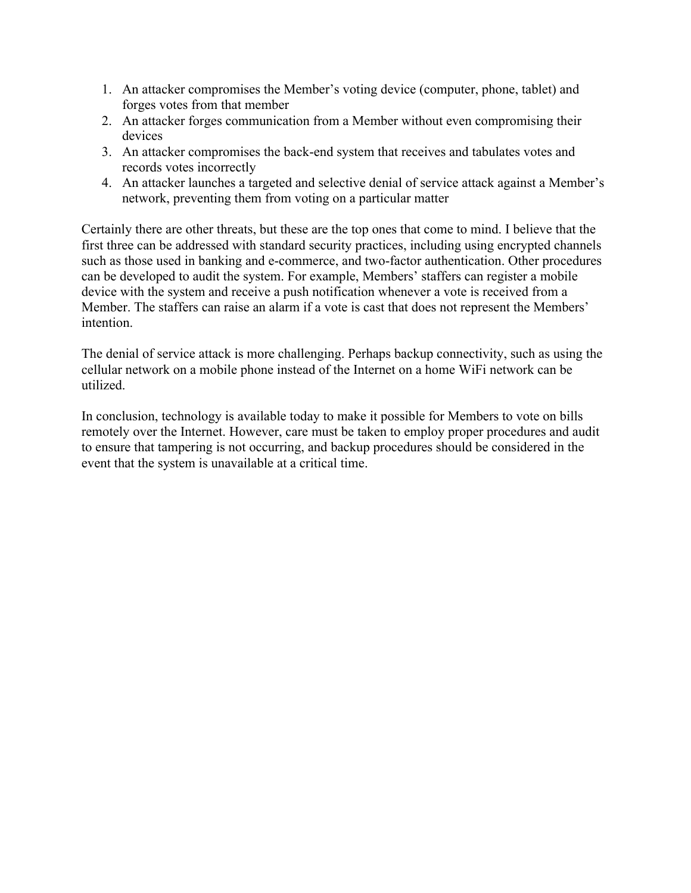1. An attacker compromises the Member's voting device (computer, phone, tablet) and forges votes from that member
2. An attacker forges communication from a Member without even compromising their devices
3. An attacker compromises the back-end system that receives and tabulates votes and records votes incorrectly
4. An attacker launches a targeted and selective denial of service attack against a Member's network, preventing them from voting on a particular matter

Certainly there are other threats, but these are the top ones that come to mind. I believe that the first three can be addressed with standard security practices, including using encrypted channels such as those used in banking and e-commerce, and two-factor authentication. Other procedures can be developed to audit the system. For example, Members' staffers can register a mobile device with the system and receive a push notification whenever a vote is received from a Member. The staffers can raise an alarm if a vote is cast that does not represent the Members' intention.

The denial of service attack is more challenging. Perhaps backup connectivity, such as using the cellular network on a mobile phone instead of the Internet on a home WiFi network can be utilized.

In conclusion, technology is available today to make it possible for Members to vote on bills remotely over the Internet. However, care must be taken to employ proper procedures and audit to ensure that tampering is not occurring, and backup procedures should be considered in the event that the system is unavailable at a critical time.